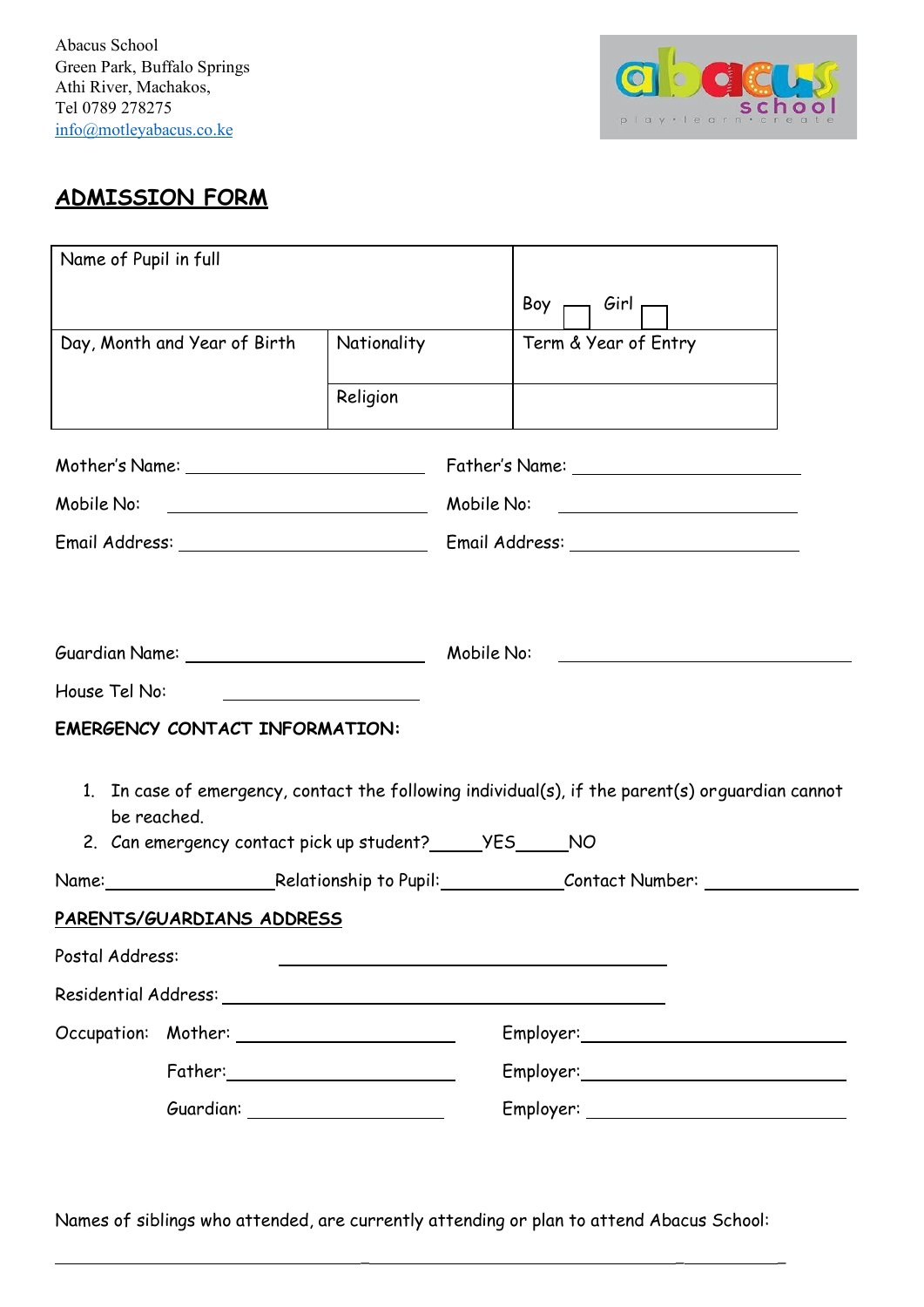Abacus School
Green Park, Buffalo Springs
Athi River, Machakos,
Tel 0789 278275
info@motleyabacus.co.ke

# ADMISSION FORM

| Name of Pupil in full | | Boy ☐ Girl ☐ |
|---|---|---|
| Day, Month and Year of Birth | Nationality | Term & Year of Entry |
| | Religion | |

Mother's Name: ____________________ Father's Name: ____________________

Mobile No: ____________________ Mobile No: ____________________

Email Address: ____________________ Email Address: ____________________

Guardian Name: ____________________ Mobile No: ____________________

House Tel No: ____________________

**EMERGENCY CONTACT INFORMATION:**

1. In case of emergency, contact the following individual(s), if the parent(s) orguardian cannot be reached.
2. Can emergency contact pick up student?_____YES_____NO

Name:________________Relationship to Pupil:___________Contact Number: ______________

**PARENTS/GUARDIANS ADDRESS**

Postal Address: ____________________________________

Residential Address: ____________________________________

Occupation: Mother: ____________________ Employer:____________________

Father:____________________ Employer:____________________

Guardian: ____________________ Employer: ____________________

Names of siblings who attended, are currently attending or plan to attend Abacus School:

________________________________________________________________________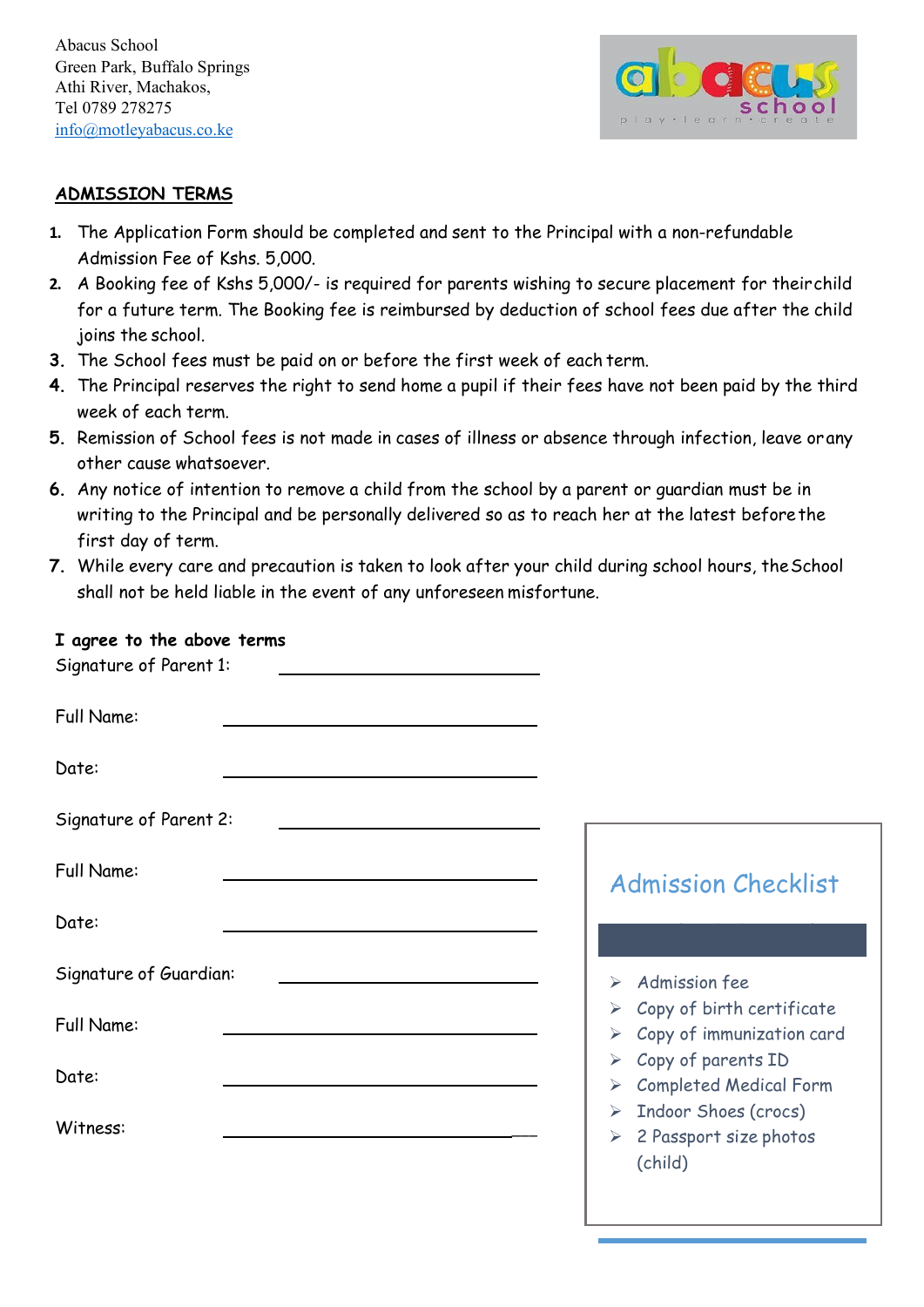Abacus School
Green Park, Buffalo Springs
Athi River, Machakos,
Tel 0789 278275
info@motleyabacus.co.ke

## ADMISSION TERMS

1. The Application Form should be completed and sent to the Principal with a non-refundable Admission Fee of Kshs. 5,000.
2. A Booking fee of Kshs 5,000/- is required for parents wishing to secure placement for their child for a future term. The Booking fee is reimbursed by deduction of school fees due after the child joins the school.
3. The School fees must be paid on or before the first week of each term.
4. The Principal reserves the right to send home a pupil if their fees have not been paid by the third week of each term.
5. Remission of School fees is not made in cases of illness or absence through infection, leave or any other cause whatsoever.
6. Any notice of intention to remove a child from the school by a parent or guardian must be in writing to the Principal and be personally delivered so as to reach her at the latest before the first day of term.
7. While every care and precaution is taken to look after your child during school hours, the School shall not be held liable in the event of any unforeseen misfortune.

**I agree to the above terms**

Signature of Parent 1: ____________________

Full Name: ____________________

Date: ____________________

Signature of Parent 2: ____________________

Full Name: ____________________

Date: ____________________

Signature of Guardian: ____________________

Full Name: ____________________

Date: ____________________

Witness: ____________________

### Admission Checklist

- Admission fee
- Copy of birth certificate
- Copy of immunization card
- Copy of parents ID
- Completed Medical Form
- Indoor Shoes (crocs)
- 2 Passport size photos (child)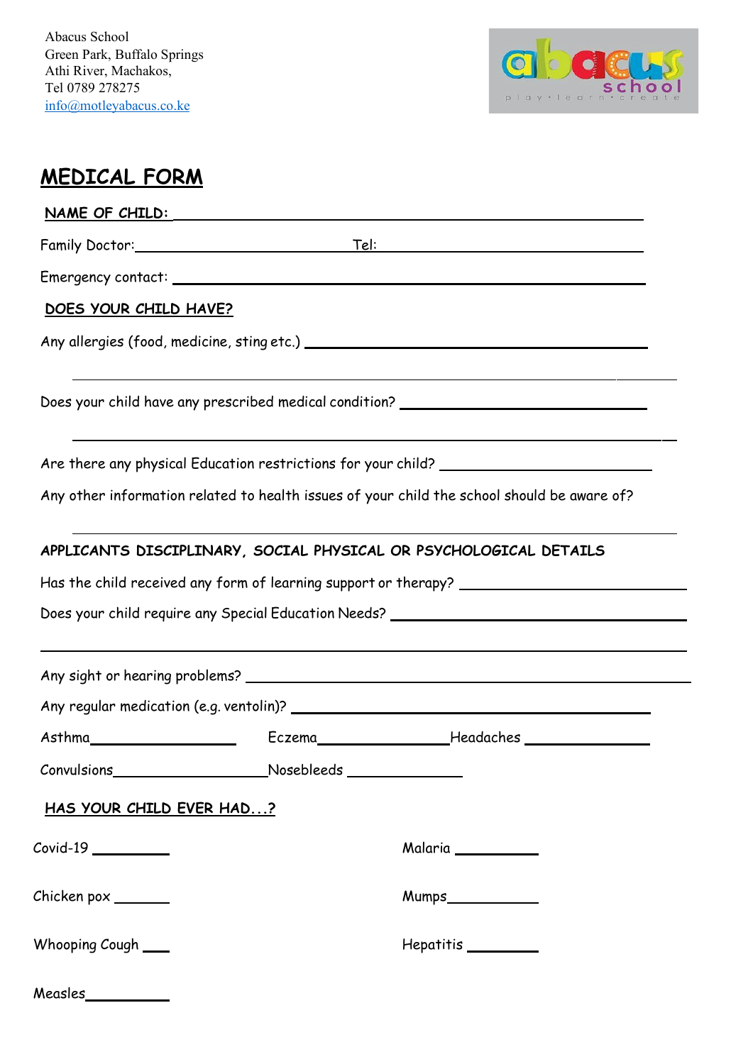Abacus School
Green Park, Buffalo Springs
Athi River, Machakos,
Tel 0789 278275
info@motleyabacus.co.ke

# MEDICAL FORM

**NAME OF CHILD:** ______________________________________________

Family Doctor:______________________ Tel: ______________________

Emergency contact: ______________________________________________

**DOES YOUR CHILD HAVE?**

Any allergies (food, medicine, sting etc.) ______________________________

______________________________________________

Does your child have any prescribed medical condition? ______________________

______________________________________________

Are there any physical Education restrictions for your child? ____________________

Any other information related to health issues of your child the school should be aware of?

______________________________________________

**APPLICANTS DISCIPLINARY, SOCIAL PHYSICAL OR PSYCHOLOGICAL DETAILS**

Has the child received any form of learning support or therapy? ____________________

Does your child require any Special Education Needs? ______________________

______________________________________________

Any sight or hearing problems? ______________________________________

Any regular medication (e.g. ventolin)? ______________________________

Asthma______________ Eczema______________ Headaches ______________

Convulsions______________ Nosebleeds ______________

**HAS YOUR CHILD EVER HAD...?**

Covid-19 ________ Malaria ________

Chicken pox ______ Mumps________

Whooping Cough ___ Hepatitis ________

Measles________